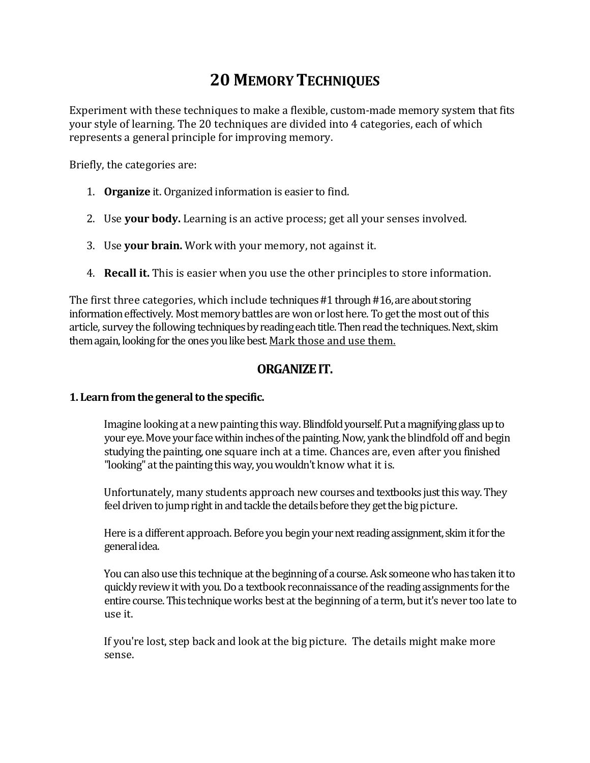# 20 MEMORY TECHNIQUES

Experiment with these techniques to make a flexible, custom-made memory system that fits your style of learning. The 20 techniques are divided into 4 categories, each of which represents a general principle for improving memory.

Briefly, the categories are:

1. **Organize** it. Organized information is easier to find.

2. Use **your body.** Learning is an active process; get all your senses involved.

3. Use **your brain.** Work with your memory, not against it.

4. **Recall it.** This is easier when you use the other principles to store information.

The first three categories, which include techniques #1 through #16, are about storing information effectively. Most memory battles are won or lost here. To get the most out of this article, survey the following techniques by reading each title. Then read the techniques. Next, skim them again, looking for the ones you like best. <u>Mark those and use them.</u>

## ORGANIZE IT.

### 1. Learn from the general to the specific.

Imagine looking at a new painting this way. Blindfold yourself. Put a magnifying glass up to your eye. Move your face within inches of the painting. Now, yank the blindfold off and begin studying the painting, one square inch at a time. Chances are, even after you finished "looking" at the painting this way, you wouldn't know what it is.

Unfortunately, many students approach new courses and textbooks just this way. They feel driven to jump right in and tackle the details before they get the big picture.

Here is a different approach. Before you begin your next reading assignment, skim it for the general idea.

You can also use this technique at the beginning of a course. Ask someone who has taken it to quickly review it with you. Do a textbook reconnaissance of the reading assignments for the entire course. This technique works best at the beginning of a term, but it's never too late to use it.

If you're lost, step back and look at the big picture. The details might make more sense.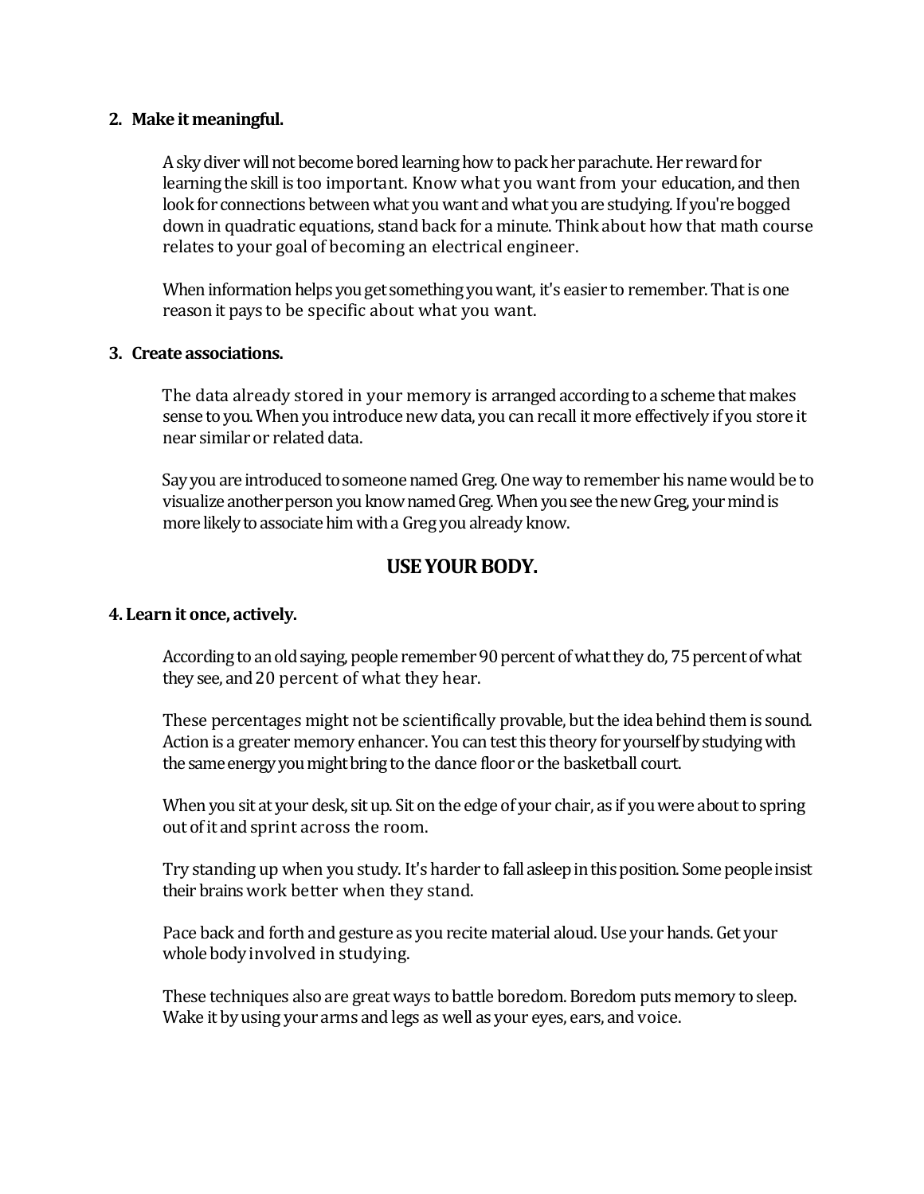2. **Make it meaningful.**

   A sky diver will not become bored learning how to pack her parachute. Her reward for learning the skill is too important. Know what you want from your education, and then look for connections between what you want and what you are studying. If you're bogged down in quadratic equations, stand back for a minute. Think about how that math course relates to your goal of becoming an electrical engineer.

   When information helps you get something you want, it's easier to remember. That is one reason it pays to be specific about what you want.

3. **Create associations.**

   The data already stored in your memory is arranged according to a scheme that makes sense to you. When you introduce new data, you can recall it more effectively if you store it near similar or related data.

   Say you are introduced to someone named Greg. One way to remember his name would be to visualize another person you know named Greg. When you see the new Greg, your mind is more likely to associate him with a Greg you already know.

## USE YOUR BODY.

**4. Learn it once, actively.**

According to an old saying, people remember 90 percent of what they do, 75 percent of what they see, and 20 percent of what they hear.

These percentages might not be scientifically provable, but the idea behind them is sound. Action is a greater memory enhancer. You can test this theory for yourself by studying with the same energy you might bring to the dance floor or the basketball court.

When you sit at your desk, sit up. Sit on the edge of your chair, as if you were about to spring out of it and sprint across the room.

Try standing up when you study. It's harder to fall asleep in this position. Some people insist their brains work better when they stand.

Pace back and forth and gesture as you recite material aloud. Use your hands. Get your whole body involved in studying.

These techniques also are great ways to battle boredom. Boredom puts memory to sleep. Wake it by using your arms and legs as well as your eyes, ears, and voice.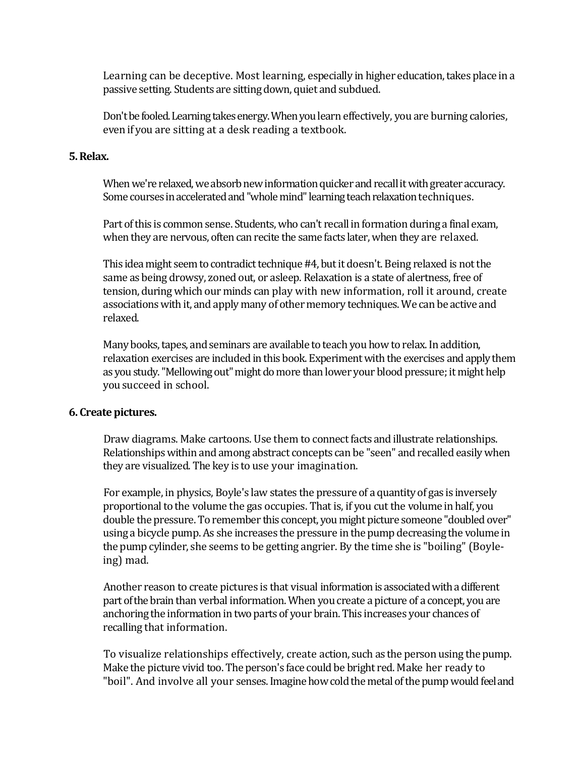Learning can be deceptive. Most learning, especially in higher education, takes place in a passive setting. Students are sitting down, quiet and subdued.

Don't be fooled. Learning takes energy. When you learn effectively, you are burning calories, even if you are sitting at a desk reading a textbook.

**5. Relax.**

When we're relaxed, we absorb new information quicker and recall it with greater accuracy. Some courses in accelerated and "whole mind" learning teach relaxation techniques.

Part of this is common sense. Students, who can't recall in formation during a final exam, when they are nervous, often can recite the same facts later, when they are relaxed.

This idea might seem to contradict technique #4, but it doesn't. Being relaxed is not the same as being drowsy, zoned out, or asleep. Relaxation is a state of alertness, free of tension, during which our minds can play with new information, roll it around, create associations with it, and apply many of other memory techniques. We can be active and relaxed.

Many books, tapes, and seminars are available to teach you how to relax. In addition, relaxation exercises are included in this book. Experiment with the exercises and apply them as you study. "Mellowing out" might do more than lower your blood pressure; it might help you succeed in school.

**6. Create pictures.**

Draw diagrams. Make cartoons. Use them to connect facts and illustrate relationships. Relationships within and among abstract concepts can be "seen" and recalled easily when they are visualized. The key is to use your imagination.

For example, in physics, Boyle's law states the pressure of a quantity of gas is inversely proportional to the volume the gas occupies. That is, if you cut the volume in half, you double the pressure. To remember this concept, you might picture someone "doubled over" using a bicycle pump. As she increases the pressure in the pump decreasing the volume in the pump cylinder, she seems to be getting angrier. By the time she is "boiling" (Boyle-ing) mad.

Another reason to create pictures is that visual information is associated with a different part of the brain than verbal information. When you create a picture of a concept, you are anchoring the information in two parts of your brain. This increases your chances of recalling that information.

To visualize relationships effectively, create action, such as the person using the pump. Make the picture vivid too. The person's face could be bright red. Make her ready to "boil". And involve all your senses. Imagine how cold the metal of the pump would feel and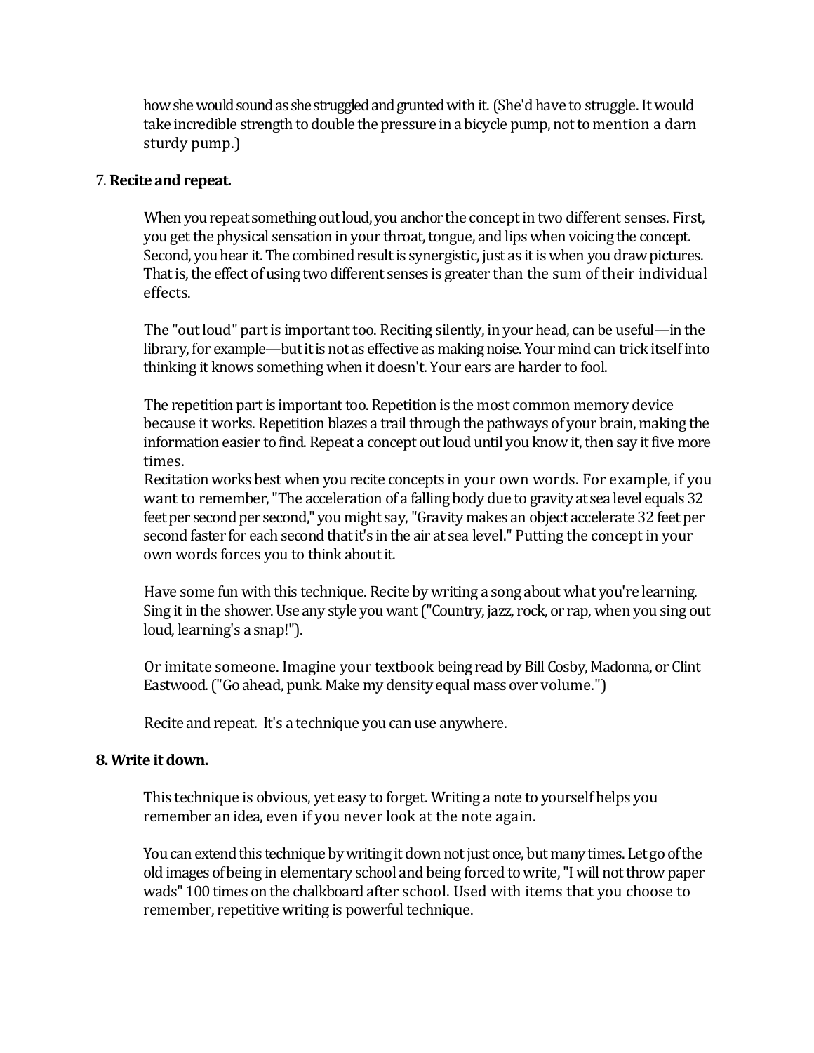how she would sound as she struggled and grunted with it. (She'd have to struggle. It would take incredible strength to double the pressure in a bicycle pump, not to mention a darn sturdy pump.)

7. **Recite and repeat.**

When you repeat something out loud, you anchor the concept in two different senses. First, you get the physical sensation in your throat, tongue, and lips when voicing the concept. Second, you hear it. The combined result is synergistic, just as it is when you draw pictures. That is, the effect of using two different senses is greater than the sum of their individual effects.

The "out loud" part is important too. Reciting silently, in your head, can be useful—in the library, for example—but it is not as effective as making noise. Your mind can trick itself into thinking it knows something when it doesn't. Your ears are harder to fool.

The repetition part is important too. Repetition is the most common memory device because it works. Repetition blazes a trail through the pathways of your brain, making the information easier to find. Repeat a concept out loud until you know it, then say it five more times.
Recitation works best when you recite concepts in your own words. For example, if you want to remember, "The acceleration of a falling body due to gravity at sea level equals 32 feet per second per second," you might say, "Gravity makes an object accelerate 32 feet per second faster for each second that it's in the air at sea level." Putting the concept in your own words forces you to think about it.

Have some fun with this technique. Recite by writing a song about what you're learning. Sing it in the shower. Use any style you want ("Country, jazz, rock, or rap, when you sing out loud, learning's a snap!").

Or imitate someone. Imagine your textbook being read by Bill Cosby, Madonna, or Clint Eastwood. ("Go ahead, punk. Make my density equal mass over volume.")

Recite and repeat. It's a technique you can use anywhere.

**8. Write it down.**

This technique is obvious, yet easy to forget. Writing a note to yourself helps you remember an idea, even if you never look at the note again.

You can extend this technique by writing it down not just once, but many times. Let go of the old images of being in elementary school and being forced to write, "I will not throw paper wads" 100 times on the chalkboard after school. Used with items that you choose to remember, repetitive writing is powerful technique.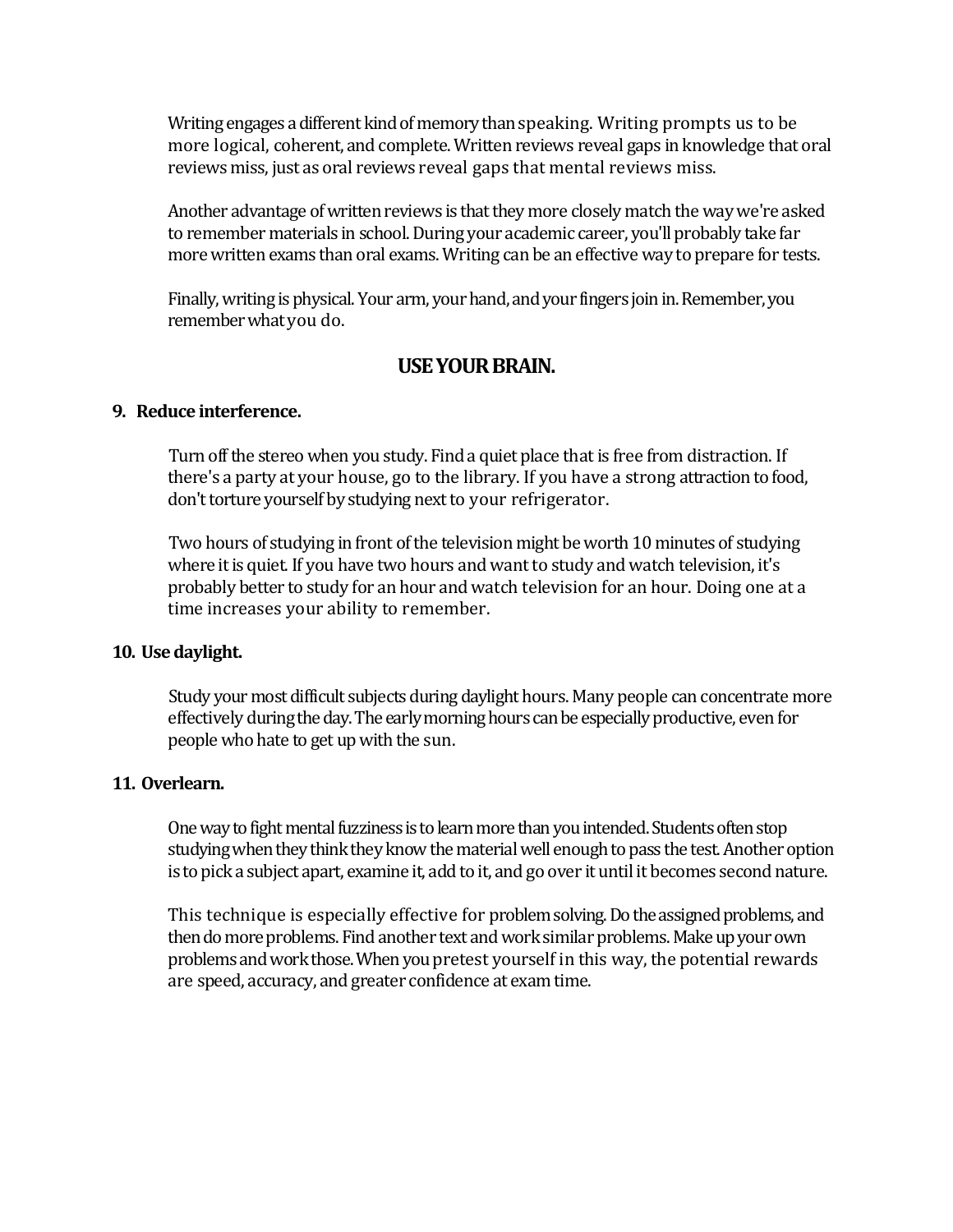Writing engages a different kind of memory than speaking. Writing prompts us to be more logical, coherent, and complete. Written reviews reveal gaps in knowledge that oral reviews miss, just as oral reviews reveal gaps that mental reviews miss.

Another advantage of written reviews is that they more closely match the way we're asked to remember materials in school. During your academic career, you'll probably take far more written exams than oral exams. Writing can be an effective way to prepare for tests.

Finally, writing is physical. Your arm, your hand, and your fingers join in. Remember, you remember what you do.

## USE YOUR BRAIN.

**9. Reduce interference.**

Turn off the stereo when you study. Find a quiet place that is free from distraction. If there's a party at your house, go to the library. If you have a strong attraction to food, don't torture yourself by studying next to your refrigerator.

Two hours of studying in front of the television might be worth 10 minutes of studying where it is quiet. If you have two hours and want to study and watch television, it's probably better to study for an hour and watch television for an hour. Doing one at a time increases your ability to remember.

**10. Use daylight.**

Study your most difficult subjects during daylight hours. Many people can concentrate more effectively during the day. The early morning hours can be especially productive, even for people who hate to get up with the sun.

**11. Overlearn.**

One way to fight mental fuzziness is to learn more than you intended. Students often stop studying when they think they know the material well enough to pass the test. Another option is to pick a subject apart, examine it, add to it, and go over it until it becomes second nature.

This technique is especially effective for problem solving. Do the assigned problems, and then do more problems. Find another text and work similar problems. Make up your own problems and work those. When you pretest yourself in this way, the potential rewards are speed, accuracy, and greater confidence at exam time.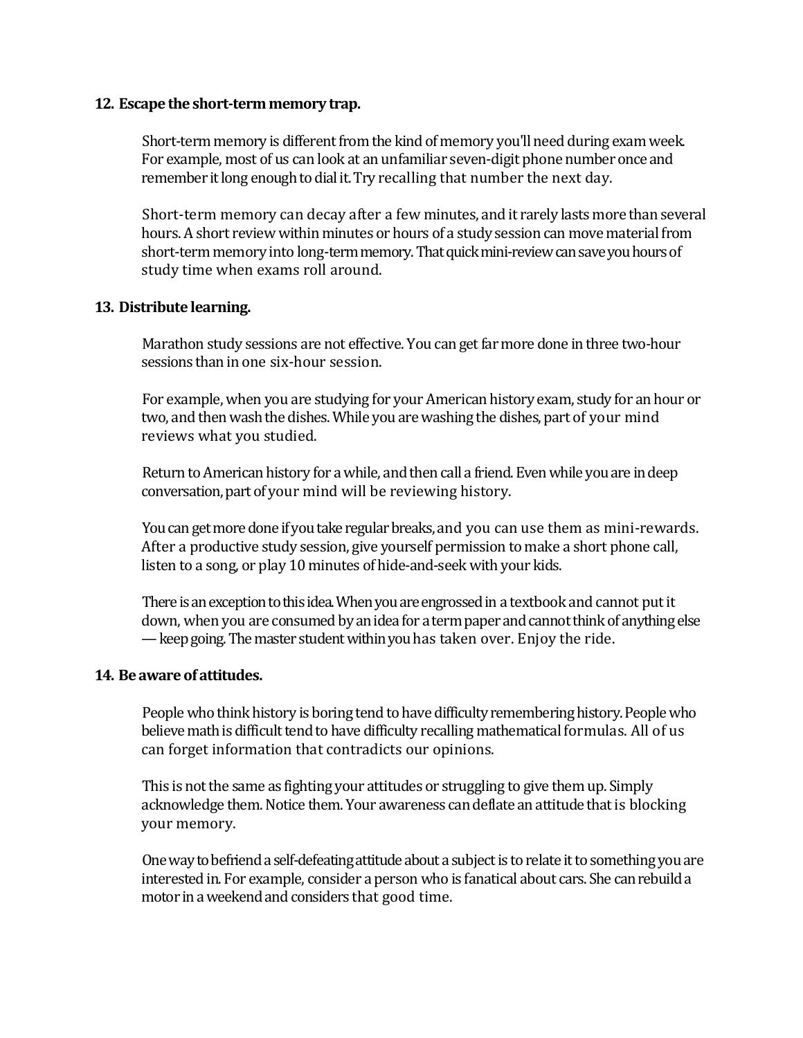**12. Escape the short-term memory trap.**

Short-term memory is different from the kind of memory you'll need during exam week. For example, most of us can look at an unfamiliar seven-digit phone number once and remember it long enough to dial it. Try recalling that number the next day.

Short-term memory can decay after a few minutes, and it rarely lasts more than several hours. A short review within minutes or hours of a study session can move material from short-term memory into long-term memory. That quick mini-review can save you hours of study time when exams roll around.

**13. Distribute learning.**

Marathon study sessions are not effective. You can get far more done in three two-hour sessions than in one six-hour session.

For example, when you are studying for your American history exam, study for an hour or two, and then wash the dishes. While you are washing the dishes, part of your mind reviews what you studied.

Return to American history for a while, and then call a friend. Even while you are in deep conversation, part of your mind will be reviewing history.

You can get more done if you take regular breaks, and you can use them as mini-rewards. After a productive study session, give yourself permission to make a short phone call, listen to a song, or play 10 minutes of hide-and-seek with your kids.

There is an exception to this idea. When you are engrossed in a textbook and cannot put it down, when you are consumed by an idea for a term paper and cannot think of anything else — keep going. The master student within you has taken over. Enjoy the ride.

**14. Be aware of attitudes.**

People who think history is boring tend to have difficulty remembering history. People who believe math is difficult tend to have difficulty recalling mathematical formulas. All of us can forget information that contradicts our opinions.

This is not the same as fighting your attitudes or struggling to give them up. Simply acknowledge them. Notice them. Your awareness can deflate an attitude that is blocking your memory.

One way to befriend a self-defeating attitude about a subject is to relate it to something you are interested in. For example, consider a person who is fanatical about cars. She can rebuild a motor in a weekend and considers that good time.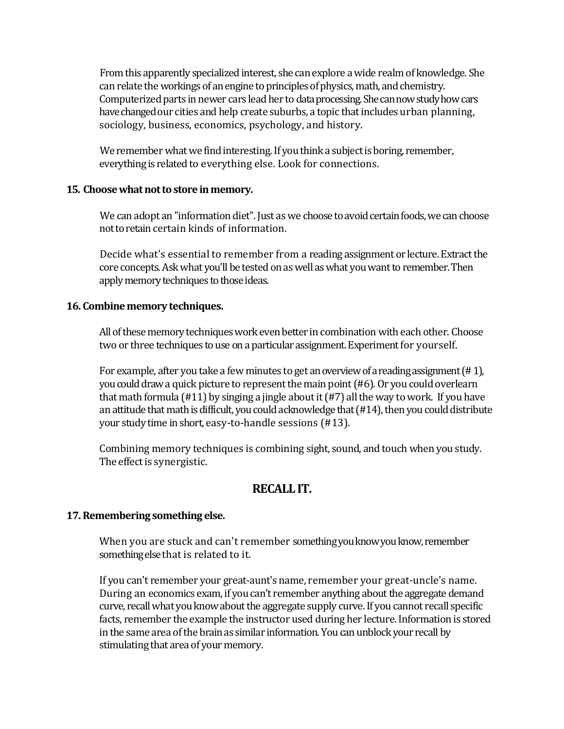From this apparently specialized interest, she can explore a wide realm of knowledge. She can relate the workings of an engine to principles of physics, math, and chemistry. Computerized parts in newer cars lead her to data processing. She can now study how cars have changed our cities and help create suburbs, a topic that includes urban planning, sociology, business, economics, psychology, and history.

We remember what we find interesting. If you think a subject is boring, remember, everything is related to everything else. Look for connections.

**15. Choose what not to store in memory.**

We can adopt an "information diet". Just as we choose to avoid certain foods, we can choose not to retain certain kinds of information.

Decide what's essential to remember from a reading assignment or lecture. Extract the core concepts. Ask what you'll be tested on as well as what you want to remember. Then apply memory techniques to those ideas.

**16. Combine memory techniques.**

All of these memory techniques work even better in combination with each other. Choose two or three techniques to use on a particular assignment. Experiment for yourself.

For example, after you take a few minutes to get an overview of a reading assignment (# 1), you could draw a quick picture to represent the main point (#6). Or you could overlearn that math formula (#11) by singing a jingle about it (#7) all the way to work. If you have an attitude that math is difficult, you could acknowledge that (#14), then you could distribute your study time in short, easy-to-handle sessions (#13).

Combining memory techniques is combining sight, sound, and touch when you study. The effect is synergistic.

## RECALL IT.

**17. Remembering something else.**

When you are stuck and can't remember something you know you know, remember something else that is related to it.

If you can't remember your great-aunt's name, remember your great-uncle's name. During an economics exam, if you can't remember anything about the aggregate demand curve, recall what you know about the aggregate supply curve. If you cannot recall specific facts, remember the example the instructor used during her lecture. Information is stored in the same area of the brain as similar information. You can unblock your recall by stimulating that area of your memory.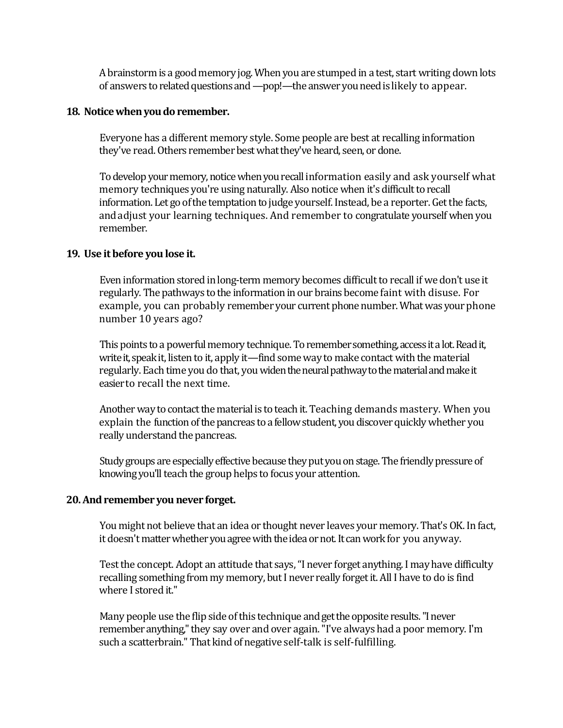A brainstorm is a good memory jog. When you are stumped in a test, start writing down lots of answers to related questions and —pop!—the answer you need is likely to appear.

**18. Notice when you do remember.**

Everyone has a different memory style. Some people are best at recalling information they've read. Others remember best what they've heard, seen, or done.

To develop your memory, notice when you recall information easily and ask yourself what memory techniques you're using naturally. Also notice when it's difficult to recall information. Let go of the temptation to judge yourself. Instead, be a reporter. Get the facts, and adjust your learning techniques. And remember to congratulate yourself when you remember.

**19. Use it before you lose it.**

Even information stored in long-term memory becomes difficult to recall if we don't use it regularly. The pathways to the information in our brains become faint with disuse. For example, you can probably remember your current phone number. What was your phone number 10 years ago?

This points to a powerful memory technique. To remember something, access it a lot. Read it, write it, speak it, listen to it, apply it—find some way to make contact with the material regularly. Each time you do that, you widen the neural pathway to the material and make it easier to recall the next time.

Another way to contact the material is to teach it. Teaching demands mastery. When you explain the function of the pancreas to a fellow student, you discover quickly whether you really understand the pancreas.

Study groups are especially effective because they put you on stage. The friendly pressure of knowing you'll teach the group helps to focus your attention.

**20. And remember you never forget.**

You might not believe that an idea or thought never leaves your memory. That's OK. In fact, it doesn't matter whether you agree with the idea or not. It can work for you anyway.

Test the concept. Adopt an attitude that says, "I never forget anything. I may have difficulty recalling something from my memory, but I never really forget it. All I have to do is find where I stored it."

Many people use the flip side of this technique and get the opposite results. "I never remember anything," they say over and over again. "I've always had a poor memory. I'm such a scatterbrain." That kind of negative self-talk is self-fulfilling.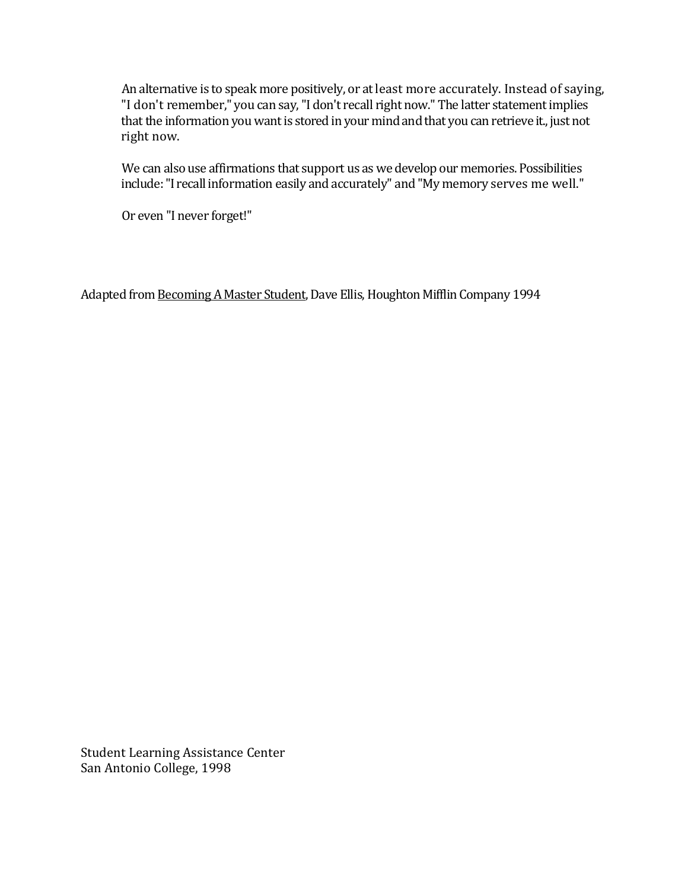An alternative is to speak more positively, or at least more accurately. Instead of saying, "I don't remember," you can say, "I don't recall right now." The latter statement implies that the information you want is stored in your mind and that you can retrieve it., just not right now.

We can also use affirmations that support us as we develop our memories. Possibilities include: "I recall information easily and accurately" and "My memory serves me well."

Or even "I never forget!"

Adapted from Becoming A Master Student, Dave Ellis, Houghton Mifflin Company 1994

Student Learning Assistance Center
San Antonio College, 1998